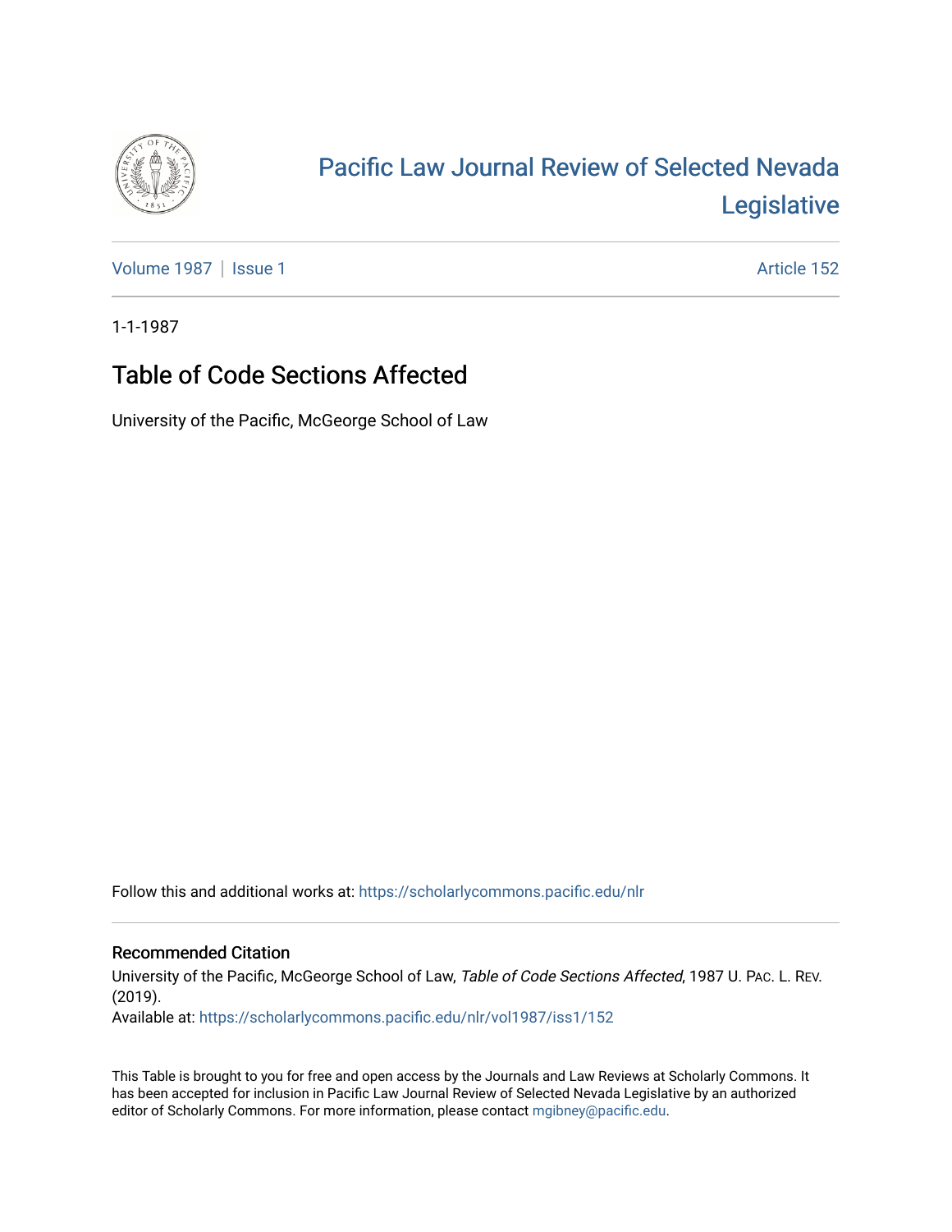# Pacific Law Journal Review of Selected Nevada Legislative

Volume 1987 | Issue 1 | Article 152

1-1-1987

## Table of Code Sections Affected

University of the Pacific, McGeorge School of Law

Follow this and additional works at: https://scholarlycommons.pacific.edu/nlr

### Recommended Citation

University of the Pacific, McGeorge School of Law, *Table of Code Sections Affected*, 1987 U. Pac. L. Rev. (2019).
Available at: https://scholarlycommons.pacific.edu/nlr/vol1987/iss1/152

This Table is brought to you for free and open access by the Journals and Law Reviews at Scholarly Commons. It has been accepted for inclusion in Pacific Law Journal Review of Selected Nevada Legislative by an authorized editor of Scholarly Commons. For more information, please contact mgibney@pacific.edu.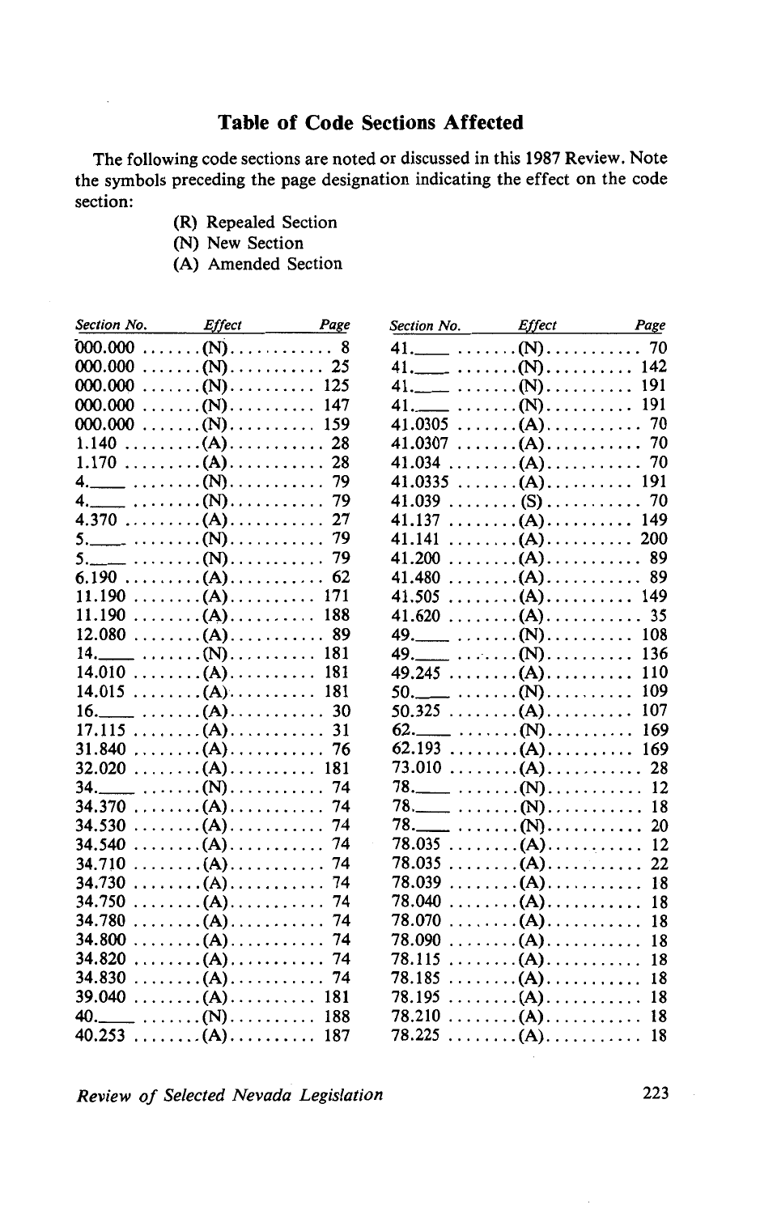## Table of Code Sections Affected

The following code sections are noted or discussed in this 1987 Review. Note the symbols preceding the page designation indicating the effect on the code section:

- (R) Repealed Section
- (N) New Section
- (A) Amended Section

| Section No. | Effect | Page |
|---|---|---|
| 000.000 | (N) | 8 |
| 000.000 | (N) | 25 |
| 000.000 | (N) | 125 |
| 000.000 | (N) | 147 |
| 000.000 | (N) | 159 |
| 1.140 | (A) | 28 |
| 1.170 | (A) | 28 |
| 4.____ | (N) | 79 |
| 4.____ | (N) | 79 |
| 4.370 | (A) | 27 |
| 5.____ | (N) | 79 |
| 5.____ | (N) | 79 |
| 6.190 | (A) | 62 |
| 11.190 | (A) | 171 |
| 11.190 | (A) | 188 |
| 12.080 | (A) | 89 |
| 14.____ | (N) | 181 |
| 14.010 | (A) | 181 |
| 14.015 | (A) | 181 |
| 16.____ | (A) | 30 |
| 17.115 | (A) | 31 |
| 31.840 | (A) | 76 |
| 32.020 | (A) | 181 |
| 34.____ | (N) | 74 |
| 34.370 | (A) | 74 |
| 34.530 | (A) | 74 |
| 34.540 | (A) | 74 |
| 34.710 | (A) | 74 |
| 34.730 | (A) | 74 |
| 34.750 | (A) | 74 |
| 34.780 | (A) | 74 |
| 34.800 | (A) | 74 |
| 34.820 | (A) | 74 |
| 34.830 | (A) | 74 |
| 39.040 | (A) | 181 |
| 40.____ | (N) | 188 |
| 40.253 | (A) | 187 |
| 41.____ | (N) | 70 |
| 41.____ | (N) | 142 |
| 41.____ | (N) | 191 |
| 41.____ | (N) | 191 |
| 41.0305 | (A) | 70 |
| 41.0307 | (A) | 70 |
| 41.034 | (A) | 70 |
| 41.0335 | (A) | 191 |
| 41.039 | (S) | 70 |
| 41.137 | (A) | 149 |
| 41.141 | (A) | 200 |
| 41.200 | (A) | 89 |
| 41.480 | (A) | 89 |
| 41.505 | (A) | 149 |
| 41.620 | (A) | 35 |
| 49.____ | (N) | 108 |
| 49.____ | (N) | 136 |
| 49.245 | (A) | 110 |
| 50.____ | (N) | 109 |
| 50.325 | (A) | 107 |
| 62.____ | (N) | 169 |
| 62.193 | (A) | 169 |
| 73.010 | (A) | 28 |
| 78.____ | (N) | 12 |
| 78.____ | (N) | 18 |
| 78.____ | (N) | 20 |
| 78.035 | (A) | 12 |
| 78.035 | (A) | 22 |
| 78.039 | (A) | 18 |
| 78.040 | (A) | 18 |
| 78.070 | (A) | 18 |
| 78.090 | (A) | 18 |
| 78.115 | (A) | 18 |
| 78.185 | (A) | 18 |
| 78.195 | (A) | 18 |
| 78.210 | (A) | 18 |
| 78.225 | (A) | 18 |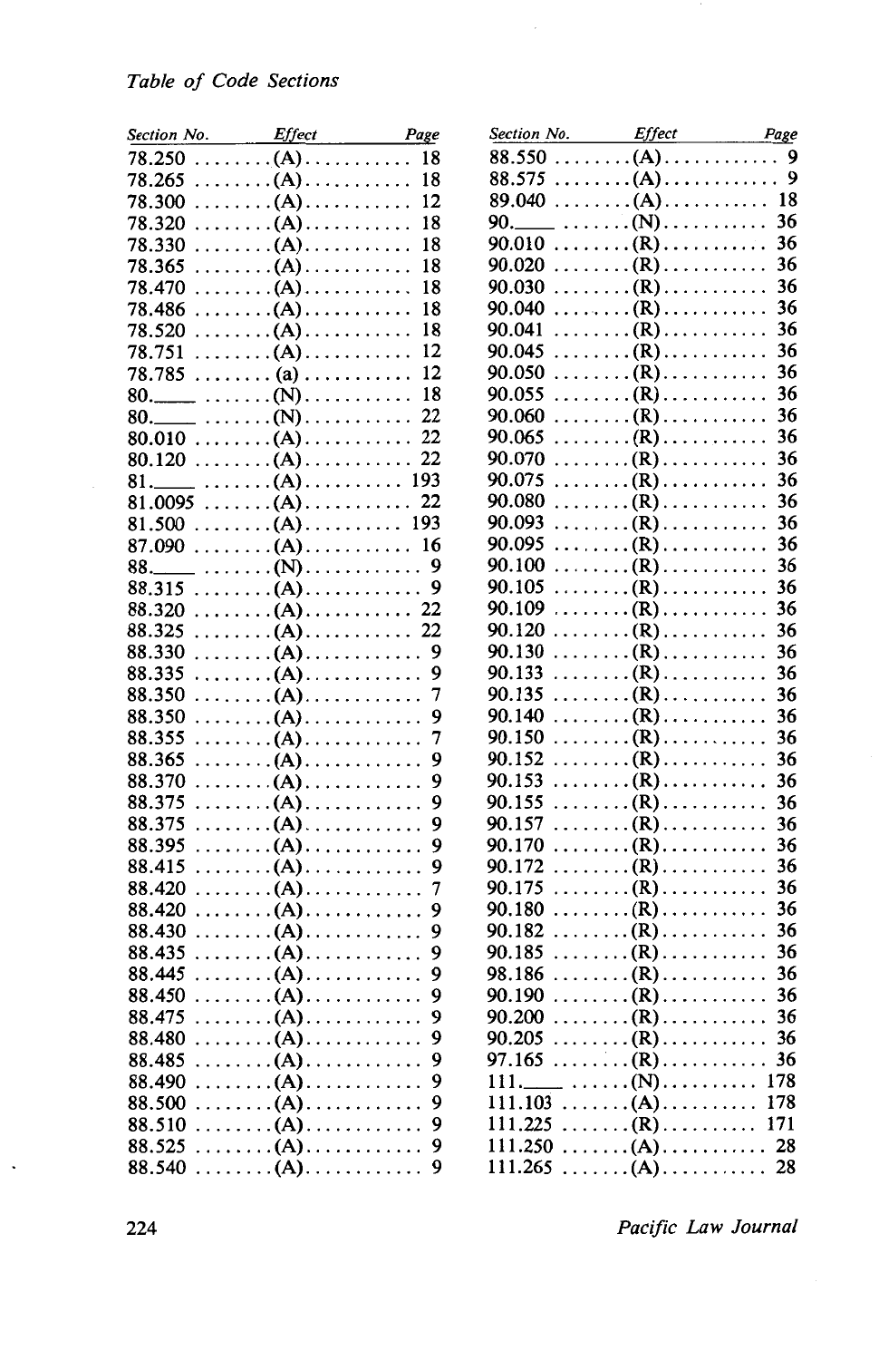## Table of Code Sections

| Section No. | Effect | Page |
|---|---|---|
| 78.250 | (A) | 18 |
| 78.265 | (A) | 18 |
| 78.300 | (A) | 12 |
| 78.320 | (A) | 18 |
| 78.330 | (A) | 18 |
| 78.365 | (A) | 18 |
| 78.470 | (A) | 18 |
| 78.486 | (A) | 18 |
| 78.520 | (A) | 18 |
| 78.751 | (A) | 12 |
| 78.785 | (a) | 12 |
| 80.____ | (N) | 18 |
| 80.____ | (N) | 22 |
| 80.010 | (A) | 22 |
| 80.120 | (A) | 22 |
| 81.____ | (A) | 193 |
| 81.0095 | (A) | 22 |
| 81.500 | (A) | 193 |
| 87.090 | (A) | 16 |
| 88.____ | (N) | 9 |
| 88.315 | (A) | 9 |
| 88.320 | (A) | 22 |
| 88.325 | (A) | 22 |
| 88.330 | (A) | 9 |
| 88.335 | (A) | 9 |
| 88.350 | (A) | 7 |
| 88.350 | (A) | 9 |
| 88.355 | (A) | 7 |
| 88.365 | (A) | 9 |
| 88.370 | (A) | 9 |
| 88.375 | (A) | 9 |
| 88.375 | (A) | 9 |
| 88.395 | (A) | 9 |
| 88.415 | (A) | 9 |
| 88.420 | (A) | 7 |
| 88.420 | (A) | 9 |
| 88.430 | (A) | 9 |
| 88.435 | (A) | 9 |
| 88.445 | (A) | 9 |
| 88.450 | (A) | 9 |
| 88.475 | (A) | 9 |
| 88.480 | (A) | 9 |
| 88.485 | (A) | 9 |
| 88.490 | (A) | 9 |
| 88.500 | (A) | 9 |
| 88.510 | (A) | 9 |
| 88.525 | (A) | 9 |
| 88.540 | (A) | 9 |
| 88.550 | (A) | 9 |
| 88.575 | (A) | 9 |
| 89.040 | (A) | 18 |
| 90.____ | (N) | 36 |
| 90.010 | (R) | 36 |
| 90.020 | (R) | 36 |
| 90.030 | (R) | 36 |
| 90.040 | (R) | 36 |
| 90.041 | (R) | 36 |
| 90.045 | (R) | 36 |
| 90.050 | (R) | 36 |
| 90.055 | (R) | 36 |
| 90.060 | (R) | 36 |
| 90.065 | (R) | 36 |
| 90.070 | (R) | 36 |
| 90.075 | (R) | 36 |
| 90.080 | (R) | 36 |
| 90.093 | (R) | 36 |
| 90.095 | (R) | 36 |
| 90.100 | (R) | 36 |
| 90.105 | (R) | 36 |
| 90.109 | (R) | 36 |
| 90.120 | (R) | 36 |
| 90.130 | (R) | 36 |
| 90.133 | (R) | 36 |
| 90.135 | (R) | 36 |
| 90.140 | (R) | 36 |
| 90.150 | (R) | 36 |
| 90.152 | (R) | 36 |
| 90.153 | (R) | 36 |
| 90.155 | (R) | 36 |
| 90.157 | (R) | 36 |
| 90.170 | (R) | 36 |
| 90.172 | (R) | 36 |
| 90.175 | (R) | 36 |
| 90.180 | (R) | 36 |
| 90.182 | (R) | 36 |
| 90.185 | (R) | 36 |
| 98.186 | (R) | 36 |
| 90.190 | (R) | 36 |
| 90.200 | (R) | 36 |
| 90.205 | (R) | 36 |
| 97.165 | (R) | 36 |
| 111.____ | (N) | 178 |
| 111.103 | (A) | 178 |
| 111.225 | (R) | 171 |
| 111.250 | (A) | 28 |
| 111.265 | (A) | 28 |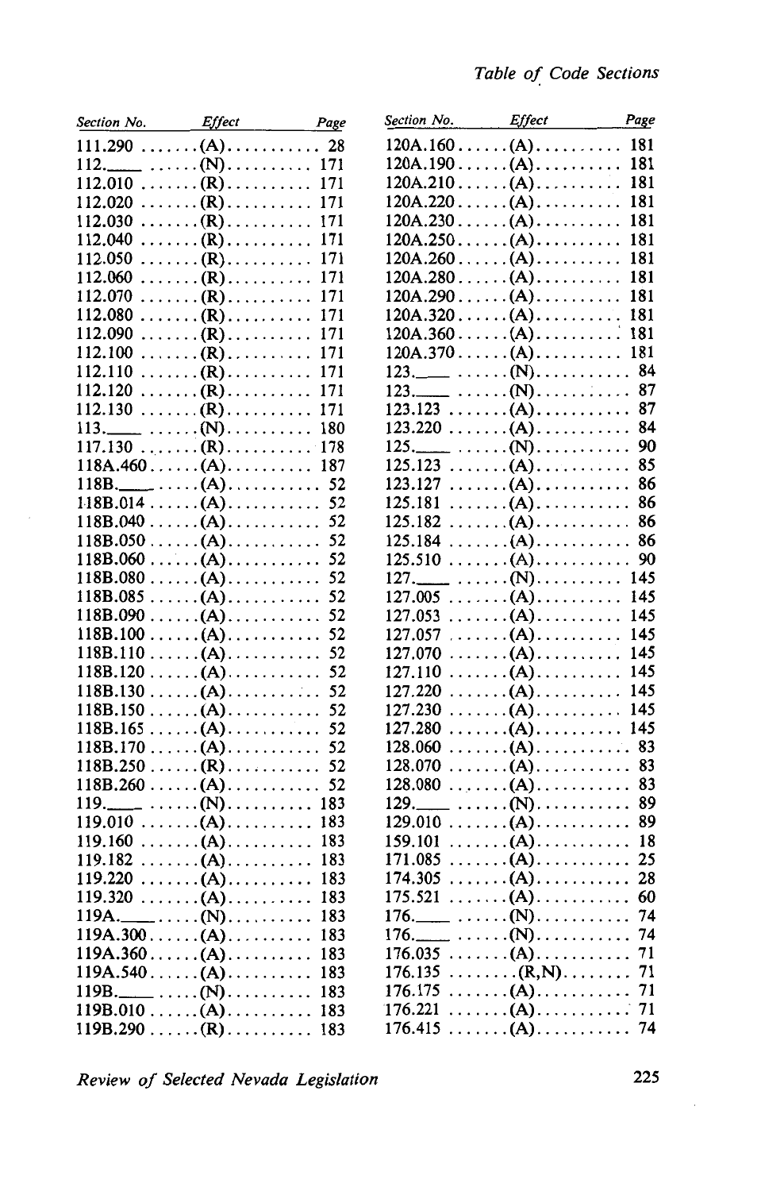| Section No. | Effect | Page |
|---|---|---|
| 111.290 | (A) | 28 |
| 112.____ | (N) | 171 |
| 112.010 | (R) | 171 |
| 112.020 | (R) | 171 |
| 112.030 | (R) | 171 |
| 112.040 | (R) | 171 |
| 112.050 | (R) | 171 |
| 112.060 | (R) | 171 |
| 112.070 | (R) | 171 |
| 112.080 | (R) | 171 |
| 112.090 | (R) | 171 |
| 112.100 | (R) | 171 |
| 112.110 | (R) | 171 |
| 112.120 | (R) | 171 |
| 112.130 | (R) | 171 |
| 113.____ | (N) | 180 |
| 117.130 | (R) | 178 |
| 118A.460 | (A) | 187 |
| 118B.____ | (A) | 52 |
| 118B.014 | (A) | 52 |
| 118B.040 | (A) | 52 |
| 118B.050 | (A) | 52 |
| 118B.060 | (A) | 52 |
| 118B.080 | (A) | 52 |
| 118B.085 | (A) | 52 |
| 118B.090 | (A) | 52 |
| 118B.100 | (A) | 52 |
| 118B.110 | (A) | 52 |
| 118B.120 | (A) | 52 |
| 118B.130 | (A) | 52 |
| 118B.150 | (A) | 52 |
| 118B.165 | (A) | 52 |
| 118B.170 | (A) | 52 |
| 118B.250 | (R) | 52 |
| 118B.260 | (A) | 52 |
| 119.____ | (N) | 183 |
| 119.010 | (A) | 183 |
| 119.160 | (A) | 183 |
| 119.182 | (A) | 183 |
| 119.220 | (A) | 183 |
| 119.320 | (A) | 183 |
| 119A.____ | (N) | 183 |
| 119A.300 | (A) | 183 |
| 119A.360 | (A) | 183 |
| 119A.540 | (A) | 183 |
| 119B.____ | (N) | 183 |
| 119B.010 | (A) | 183 |
| 119B.290 | (R) | 183 |
| 120A.160 | (A) | 181 |
| 120A.190 | (A) | 181 |
| 120A.210 | (A) | 181 |
| 120A.220 | (A) | 181 |
| 120A.230 | (A) | 181 |
| 120A.250 | (A) | 181 |
| 120A.260 | (A) | 181 |
| 120A.280 | (A) | 181 |
| 120A.290 | (A) | 181 |
| 120A.320 | (A) | 181 |
| 120A.360 | (A) | 181 |
| 120A.370 | (A) | 181 |
| 123.____ | (N) | 84 |
| 123.____ | (N) | 87 |
| 123.123 | (A) | 87 |
| 123.220 | (A) | 84 |
| 125.____ | (N) | 90 |
| 125.123 | (A) | 85 |
| 123.127 | (A) | 86 |
| 125.181 | (A) | 86 |
| 125.182 | (A) | 86 |
| 125.184 | (A) | 86 |
| 125.510 | (A) | 90 |
| 127.____ | (N) | 145 |
| 127.005 | (A) | 145 |
| 127.053 | (A) | 145 |
| 127.057 | (A) | 145 |
| 127.070 | (A) | 145 |
| 127.110 | (A) | 145 |
| 127.220 | (A) | 145 |
| 127.230 | (A) | 145 |
| 127.280 | (A) | 145 |
| 128.060 | (A) | 83 |
| 128.070 | (A) | 83 |
| 128.080 | (A) | 83 |
| 129.____ | (N) | 89 |
| 129.010 | (A) | 89 |
| 159.101 | (A) | 18 |
| 171.085 | (A) | 25 |
| 174.305 | (A) | 28 |
| 175.521 | (A) | 60 |
| 176.____ | (N) | 74 |
| 176.____ | (N) | 74 |
| 176.035 | (A) | 71 |
| 176.135 | (R,N) | 71 |
| 176.175 | (A) | 71 |
| 176.221 | (A) | 71 |
| 176.415 | (A) | 74 |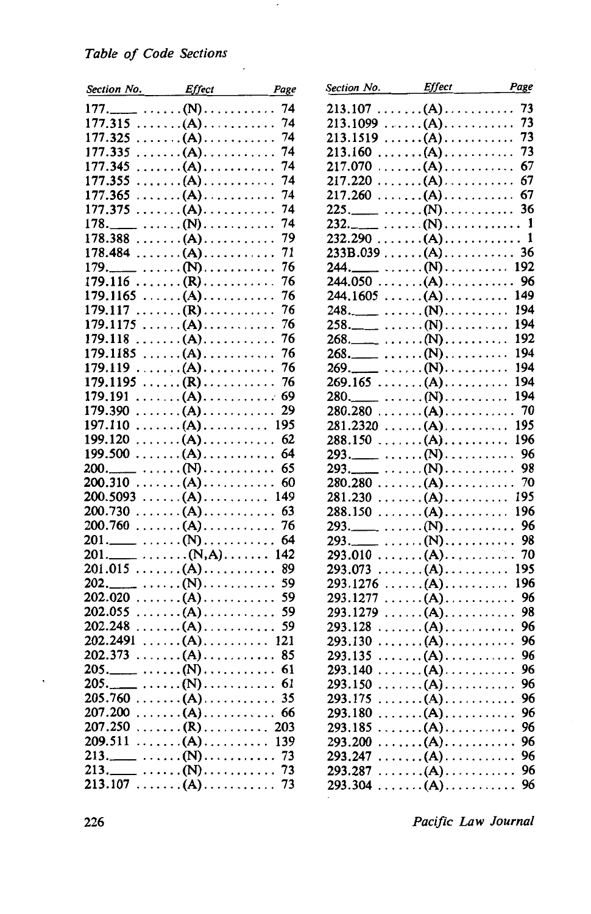## Table of Code Sections

| Section No. | Effect | Page |
|---|---|---|
| 177.____ | (N) | 74 |
| 177.315 | (A) | 74 |
| 177.325 | (A) | 74 |
| 177.335 | (A) | 74 |
| 177.345 | (A) | 74 |
| 177.355 | (A) | 74 |
| 177.365 | (A) | 74 |
| 177.375 | (A) | 74 |
| 178.____ | (N) | 74 |
| 178.388 | (A) | 79 |
| 178.484 | (A) | 71 |
| 179.____ | (N) | 76 |
| 179.116 | (R) | 76 |
| 179.1165 | (A) | 76 |
| 179.117 | (R) | 76 |
| 179.1175 | (A) | 76 |
| 179.118 | (A) | 76 |
| 179.1185 | (A) | 76 |
| 179.119 | (A) | 76 |
| 179.1195 | (R) | 76 |
| 179.191 | (A) | 69 |
| 179.390 | (A) | 29 |
| 197.110 | (A) | 195 |
| 199.120 | (A) | 62 |
| 199.500 | (A) | 64 |
| 200.____ | (N) | 65 |
| 200.310 | (A) | 60 |
| 200.5093 | (A) | 149 |
| 200.730 | (A) | 63 |
| 200.760 | (A) | 76 |
| 201.____ | (N) | 64 |
| 201.____ | (N,A) | 142 |
| 201.015 | (A) | 89 |
| 202.____ | (N) | 59 |
| 202.020 | (A) | 59 |
| 202.055 | (A) | 59 |
| 202.248 | (A) | 59 |
| 202.2491 | (A) | 121 |
| 202.373 | (A) | 85 |
| 205.____ | (N) | 61 |
| 205.____ | (N) | 61 |
| 205.760 | (A) | 35 |
| 207.200 | (A) | 66 |
| 207.250 | (R) | 203 |
| 209.511 | (A) | 139 |
| 213.____ | (N) | 73 |
| 213.____ | (N) | 73 |
| 213.107 | (A) | 73 |
| 213.107 | (A) | 73 |
| 213.1099 | (A) | 73 |
| 213.1519 | (A) | 73 |
| 213.160 | (A) | 73 |
| 217.070 | (A) | 67 |
| 217.220 | (A) | 67 |
| 217.260 | (A) | 67 |
| 225.____ | (N) | 36 |
| 232.____ | (N) | 1 |
| 232.290 | (A) | 1 |
| 233B.039 | (A) | 36 |
| 244.____ | (N) | 192 |
| 244.050 | (A) | 96 |
| 244.1605 | (A) | 149 |
| 248.____ | (N) | 194 |
| 258.____ | (N) | 194 |
| 268.____ | (N) | 192 |
| 268.____ | (N) | 194 |
| 269.____ | (N) | 194 |
| 269.165 | (A) | 194 |
| 280.____ | (N) | 194 |
| 280.280 | (A) | 70 |
| 281.2320 | (A) | 195 |
| 288.150 | (A) | 196 |
| 293.____ | (N) | 96 |
| 293.____ | (N) | 98 |
| 280.280 | (A) | 70 |
| 281.230 | (A) | 195 |
| 288.150 | (A) | 196 |
| 293.____ | (N) | 96 |
| 293.____ | (N) | 98 |
| 293.010 | (A) | 70 |
| 293.073 | (A) | 195 |
| 293.1276 | (A) | 196 |
| 293.1277 | (A) | 96 |
| 293.1279 | (A) | 98 |
| 293.128 | (A) | 96 |
| 293.130 | (A) | 96 |
| 293.135 | (A) | 96 |
| 293.140 | (A) | 96 |
| 293.150 | (A) | 96 |
| 293.175 | (A) | 96 |
| 293.180 | (A) | 96 |
| 293.185 | (A) | 96 |
| 293.200 | (A) | 96 |
| 293.247 | (A) | 96 |
| 293.287 | (A) | 96 |
| 293.304 | (A) | 96 |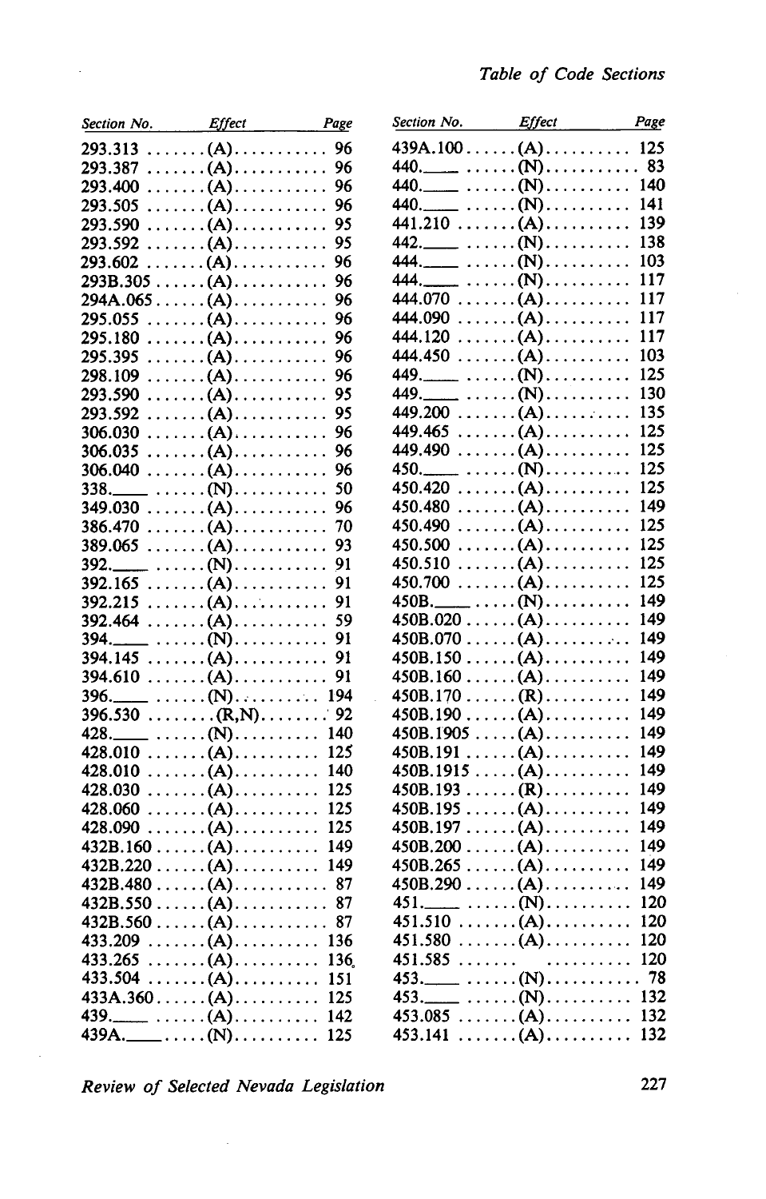| Section No. | Effect | Page |
|---|---|---|
| 293.313 | (A) | 96 |
| 293.387 | (A) | 96 |
| 293.400 | (A) | 96 |
| 293.505 | (A) | 96 |
| 293.590 | (A) | 95 |
| 293.592 | (A) | 95 |
| 293.602 | (A) | 96 |
| 293B.305 | (A) | 96 |
| 294A.065 | (A) | 96 |
| 295.055 | (A) | 96 |
| 295.180 | (A) | 96 |
| 295.395 | (A) | 96 |
| 298.109 | (A) | 96 |
| 293.590 | (A) | 95 |
| 293.592 | (A) | 95 |
| 306.030 | (A) | 96 |
| 306.035 | (A) | 96 |
| 306.040 | (A) | 96 |
| 338.____ | (N) | 50 |
| 349.030 | (A) | 96 |
| 386.470 | (A) | 70 |
| 389.065 | (A) | 93 |
| 392.____ | (N) | 91 |
| 392.165 | (A) | 91 |
| 392.215 | (A) | 91 |
| 392.464 | (A) | 59 |
| 394.____ | (N) | 91 |
| 394.145 | (A) | 91 |
| 394.610 | (A) | 91 |
| 396.____ | (N) | 194 |
| 396.530 | (R,N) | 92 |
| 428.____ | (N) | 140 |
| 428.010 | (A) | 125 |
| 428.010 | (A) | 140 |
| 428.030 | (A) | 125 |
| 428.060 | (A) | 125 |
| 428.090 | (A) | 125 |
| 432B.160 | (A) | 149 |
| 432B.220 | (A) | 149 |
| 432B.480 | (A) | 87 |
| 432B.550 | (A) | 87 |
| 432B.560 | (A) | 87 |
| 433.209 | (A) | 136 |
| 433.265 | (A) | 136 |
| 433.504 | (A) | 151 |
| 433A.360 | (A) | 125 |
| 439.____ | (A) | 142 |
| 439A.____ | (N) | 125 |
| 439A.100 | (A) | 125 |
| 440.____ | (N) | 83 |
| 440.____ | (N) | 140 |
| 440.____ | (N) | 141 |
| 441.210 | (A) | 139 |
| 442.____ | (N) | 138 |
| 444.____ | (N) | 103 |
| 444.____ | (N) | 117 |
| 444.070 | (A) | 117 |
| 444.090 | (A) | 117 |
| 444.120 | (A) | 117 |
| 444.450 | (A) | 103 |
| 449.____ | (N) | 125 |
| 449.____ | (N) | 130 |
| 449.200 | (A) | 135 |
| 449.465 | (A) | 125 |
| 449.490 | (A) | 125 |
| 450.____ | (N) | 125 |
| 450.420 | (A) | 125 |
| 450.480 | (A) | 149 |
| 450.490 | (A) | 125 |
| 450.500 | (A) | 125 |
| 450.510 | (A) | 125 |
| 450.700 | (A) | 125 |
| 450B.____ | (N) | 149 |
| 450B.020 | (A) | 149 |
| 450B.070 | (A) | 149 |
| 450B.150 | (A) | 149 |
| 450B.160 | (A) | 149 |
| 450B.170 | (R) | 149 |
| 450B.190 | (A) | 149 |
| 450B.1905 | (A) | 149 |
| 450B.191 | (A) | 149 |
| 450B.1915 | (A) | 149 |
| 450B.193 | (R) | 149 |
| 450B.195 | (A) | 149 |
| 450B.197 | (A) | 149 |
| 450B.200 | (A) | 149 |
| 450B.265 | (A) | 149 |
| 450B.290 | (A) | 149 |
| 451.____ | (N) | 120 |
| 451.510 | (A) | 120 |
| 451.580 | (A) | 120 |
| 451.585 | | 120 |
| 453.____ | (N) | 78 |
| 453.____ | (N) | 132 |
| 453.085 | (A) | 132 |
| 453.141 | (A) | 132 |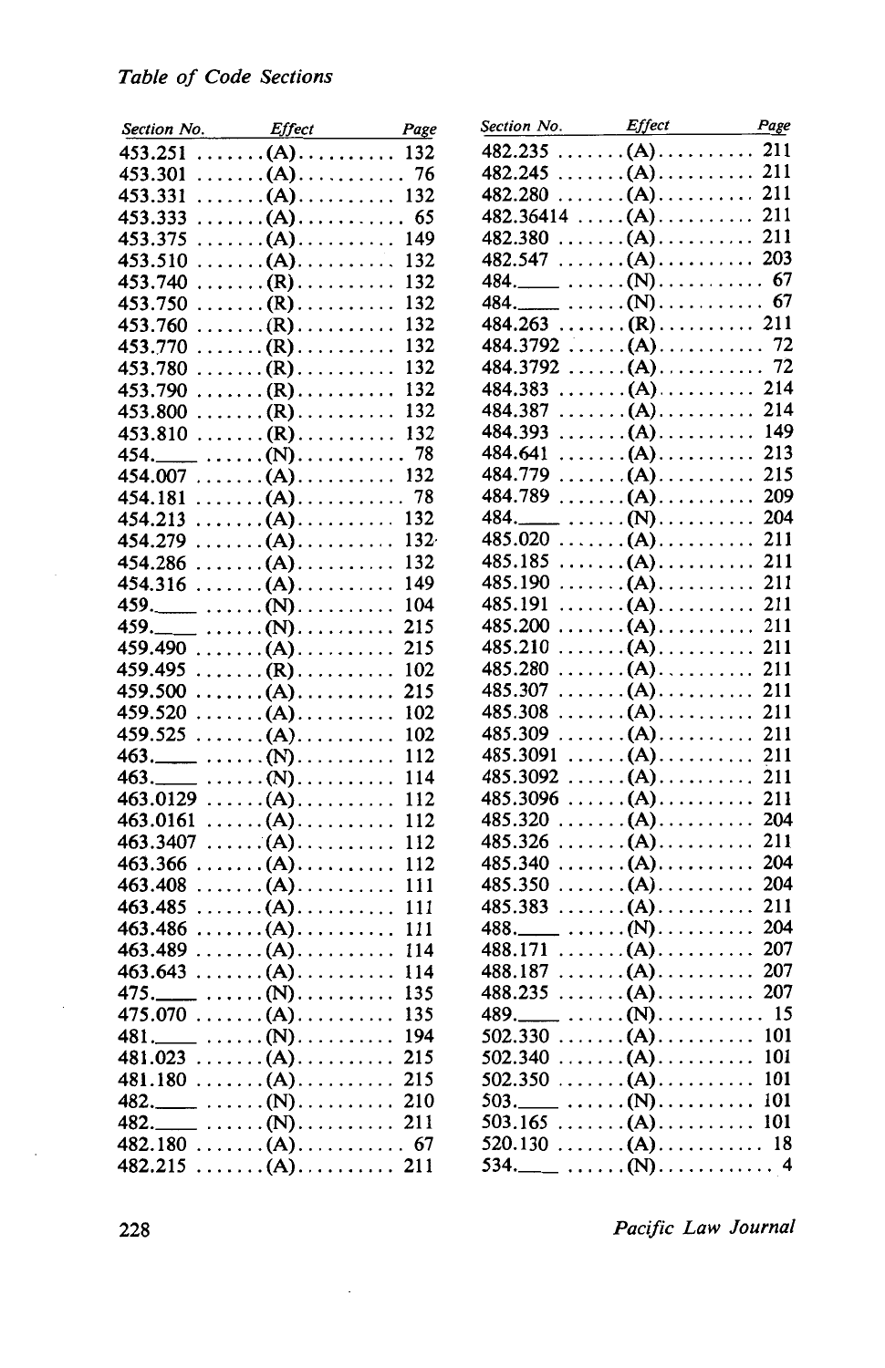*Table of Code Sections*

| Section No. | Effect | Page |
|---|---|---|
| 453.251 | (A) | 132 |
| 453.301 | (A) | 76 |
| 453.331 | (A) | 132 |
| 453.333 | (A) | 65 |
| 453.375 | (A) | 149 |
| 453.510 | (A) | 132 |
| 453.740 | (R) | 132 |
| 453.750 | (R) | 132 |
| 453.760 | (R) | 132 |
| 453.770 | (R) | 132 |
| 453.780 | (R) | 132 |
| 453.790 | (R) | 132 |
| 453.800 | (R) | 132 |
| 453.810 | (R) | 132 |
| 454.___ | (N) | 78 |
| 454.007 | (A) | 132 |
| 454.181 | (A) | 78 |
| 454.213 | (A) | 132 |
| 454.279 | (A) | 132 |
| 454.286 | (A) | 132 |
| 454.316 | (A) | 149 |
| 459.___ | (N) | 104 |
| 459.___ | (N) | 215 |
| 459.490 | (A) | 215 |
| 459.495 | (R) | 102 |
| 459.500 | (A) | 215 |
| 459.520 | (A) | 102 |
| 459.525 | (A) | 102 |
| 463.___ | (N) | 112 |
| 463.___ | (N) | 114 |
| 463.0129 | (A) | 112 |
| 463.0161 | (A) | 112 |
| 463.3407 | (A) | 112 |
| 463.366 | (A) | 112 |
| 463.408 | (A) | 111 |
| 463.485 | (A) | 111 |
| 463.486 | (A) | 111 |
| 463.489 | (A) | 114 |
| 463.643 | (A) | 114 |
| 475.___ | (N) | 135 |
| 475.070 | (A) | 135 |
| 481.___ | (N) | 194 |
| 481.023 | (A) | 215 |
| 481.180 | (A) | 215 |
| 482.___ | (N) | 210 |
| 482.___ | (N) | 211 |
| 482.180 | (A) | 67 |
| 482.215 | (A) | 211 |
| 482.235 | (A) | 211 |
| 482.245 | (A) | 211 |
| 482.280 | (A) | 211 |
| 482.36414 | (A) | 211 |
| 482.380 | (A) | 211 |
| 482.547 | (A) | 203 |
| 484.___ | (N) | 67 |
| 484.___ | (N) | 67 |
| 484.263 | (R) | 211 |
| 484.3792 | (A) | 72 |
| 484.3792 | (A) | 72 |
| 484.383 | (A) | 214 |
| 484.387 | (A) | 214 |
| 484.393 | (A) | 149 |
| 484.641 | (A) | 213 |
| 484.779 | (A) | 215 |
| 484.789 | (A) | 209 |
| 484.___ | (N) | 204 |
| 485.020 | (A) | 211 |
| 485.185 | (A) | 211 |
| 485.190 | (A) | 211 |
| 485.191 | (A) | 211 |
| 485.200 | (A) | 211 |
| 485.210 | (A) | 211 |
| 485.280 | (A) | 211 |
| 485.307 | (A) | 211 |
| 485.308 | (A) | 211 |
| 485.309 | (A) | 211 |
| 485.3091 | (A) | 211 |
| 485.3092 | (A) | 211 |
| 485.3096 | (A) | 211 |
| 485.320 | (A) | 204 |
| 485.326 | (A) | 211 |
| 485.340 | (A) | 204 |
| 485.350 | (A) | 204 |
| 485.383 | (A) | 211 |
| 488.___ | (N) | 204 |
| 488.171 | (A) | 207 |
| 488.187 | (A) | 207 |
| 488.235 | (A) | 207 |
| 489.___ | (N) | 15 |
| 502.330 | (A) | 101 |
| 502.340 | (A) | 101 |
| 502.350 | (A) | 101 |
| 503.___ | (N) | 101 |
| 503.165 | (A) | 101 |
| 520.130 | (A) | 18 |
| 534.___ | (N) | 4 |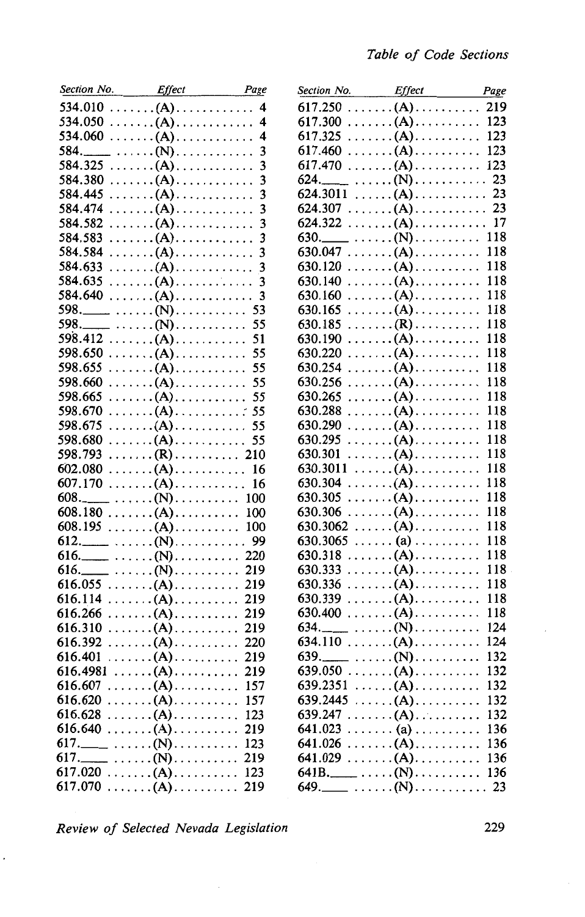| Section No. | Effect | Page |
|---|---|---|
| 534.010 | (A) | 4 |
| 534.050 | (A) | 4 |
| 534.060 | (A) | 4 |
| 584.___ | (N) | 3 |
| 584.325 | (A) | 3 |
| 584.380 | (A) | 3 |
| 584.445 | (A) | 3 |
| 584.474 | (A) | 3 |
| 584.582 | (A) | 3 |
| 584.583 | (A) | 3 |
| 584.584 | (A) | 3 |
| 584.633 | (A) | 3 |
| 584.635 | (A) | 3 |
| 584.640 | (A) | 3 |
| 598.___ | (N) | 53 |
| 598.___ | (N) | 55 |
| 598.412 | (A) | 51 |
| 598.650 | (A) | 55 |
| 598.655 | (A) | 55 |
| 598.660 | (A) | 55 |
| 598.665 | (A) | 55 |
| 598.670 | (A) | 55 |
| 598.675 | (A) | 55 |
| 598.680 | (A) | 55 |
| 598.793 | (R) | 210 |
| 602.080 | (A) | 16 |
| 607.170 | (A) | 16 |
| 608.___ | (N) | 100 |
| 608.180 | (A) | 100 |
| 608.195 | (A) | 100 |
| 612.___ | (N) | 99 |
| 616.___ | (N) | 220 |
| 616.___ | (N) | 219 |
| 616.055 | (A) | 219 |
| 616.114 | (A) | 219 |
| 616.266 | (A) | 219 |
| 616.310 | (A) | 219 |
| 616.392 | (A) | 220 |
| 616.401 | (A) | 219 |
| 616.4981 | (A) | 219 |
| 616.607 | (A) | 157 |
| 616.620 | (A) | 157 |
| 616.628 | (A) | 123 |
| 616.640 | (A) | 219 |
| 617.___ | (N) | 123 |
| 617.___ | (N) | 219 |
| 617.020 | (A) | 123 |
| 617.070 | (A) | 219 |
| 617.250 | (A) | 219 |
| 617.300 | (A) | 123 |
| 617.325 | (A) | 123 |
| 617.460 | (A) | 123 |
| 617.470 | (A) | 123 |
| 624.___ | (N) | 23 |
| 624.3011 | (A) | 23 |
| 624.307 | (A) | 23 |
| 624.322 | (A) | 17 |
| 630.___ | (N) | 118 |
| 630.047 | (A) | 118 |
| 630.120 | (A) | 118 |
| 630.140 | (A) | 118 |
| 630.160 | (A) | 118 |
| 630.165 | (A) | 118 |
| 630.185 | (R) | 118 |
| 630.190 | (A) | 118 |
| 630.220 | (A) | 118 |
| 630.254 | (A) | 118 |
| 630.256 | (A) | 118 |
| 630.265 | (A) | 118 |
| 630.288 | (A) | 118 |
| 630.290 | (A) | 118 |
| 630.295 | (A) | 118 |
| 630.301 | (A) | 118 |
| 630.3011 | (A) | 118 |
| 630.304 | (A) | 118 |
| 630.305 | (A) | 118 |
| 630.306 | (A) | 118 |
| 630.3062 | (A) | 118 |
| 630.3065 | (a) | 118 |
| 630.318 | (A) | 118 |
| 630.333 | (A) | 118 |
| 630.336 | (A) | 118 |
| 630.339 | (A) | 118 |
| 630.400 | (A) | 118 |
| 634.___ | (N) | 124 |
| 634.110 | (A) | 124 |
| 639.___ | (N) | 132 |
| 639.050 | (A) | 132 |
| 639.2351 | (A) | 132 |
| 639.2445 | (A) | 132 |
| 639.247 | (A) | 132 |
| 641.023 | (a) | 136 |
| 641.026 | (A) | 136 |
| 641.029 | (A) | 136 |
| 641B.___ | (N) | 136 |
| 649.___ | (N) | 23 |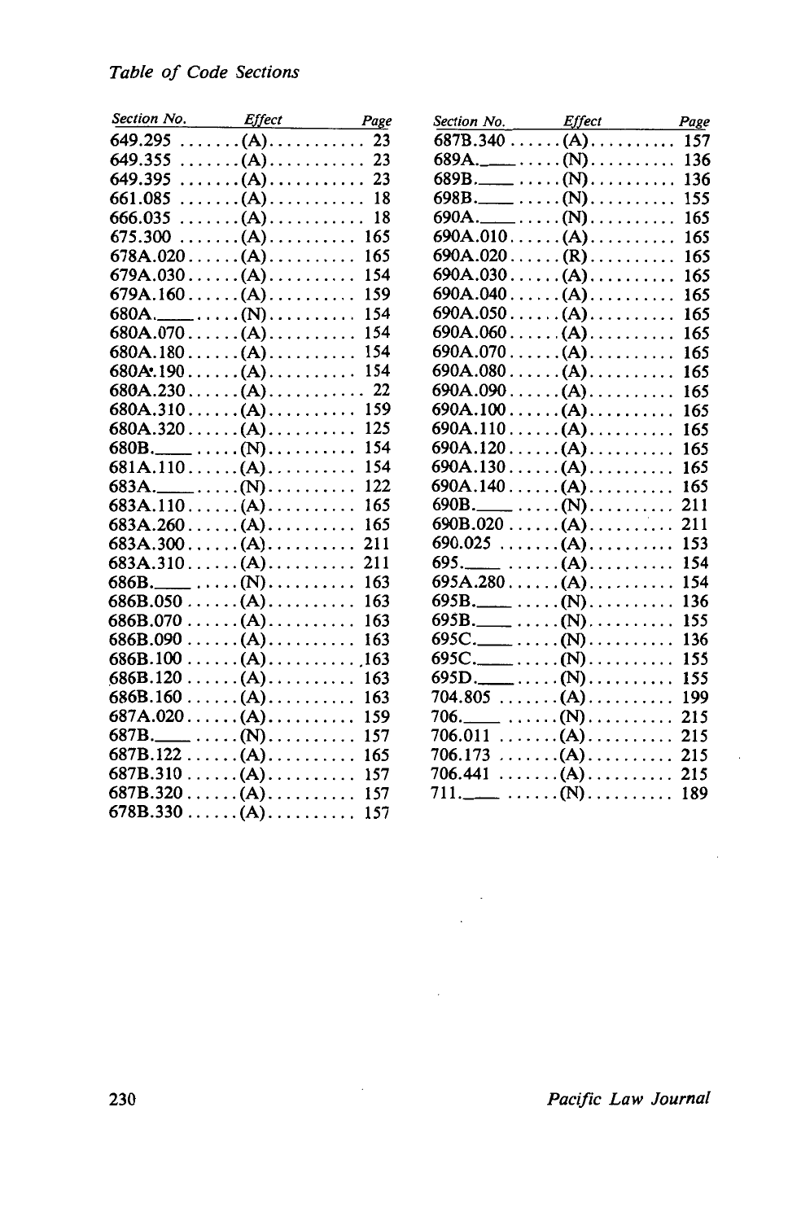*Table of Code Sections*

| Section No. | Effect | Page |
|---|---|---|
| 649.295 | (A) | 23 |
| 649.355 | (A) | 23 |
| 649.395 | (A) | 23 |
| 661.085 | (A) | 18 |
| 666.035 | (A) | 18 |
| 675.300 | (A) | 165 |
| 678A.020 | (A) | 165 |
| 679A.030 | (A) | 154 |
| 679A.160 | (A) | 159 |
| 680A.____ | (N) | 154 |
| 680A.070 | (A) | 154 |
| 680A.180 | (A) | 154 |
| 680A.190 | (A) | 154 |
| 680A.230 | (A) | 22 |
| 680A.310 | (A) | 159 |
| 680A.320 | (A) | 125 |
| 680B.____ | (N) | 154 |
| 681A.110 | (A) | 154 |
| 683A.____ | (N) | 122 |
| 683A.110 | (A) | 165 |
| 683A.260 | (A) | 165 |
| 683A.300 | (A) | 211 |
| 683A.310 | (A) | 211 |
| 686B.____ | (N) | 163 |
| 686B.050 | (A) | 163 |
| 686B.070 | (A) | 163 |
| 686B.090 | (A) | 163 |
| 686B.100 | (A) | 163 |
| 686B.120 | (A) | 163 |
| 686B.160 | (A) | 163 |
| 687A.020 | (A) | 159 |
| 687B.____ | (N) | 157 |
| 687B.122 | (A) | 165 |
| 687B.310 | (A) | 157 |
| 687B.320 | (A) | 157 |
| 678B.330 | (A) | 157 |
| 687B.340 | (A) | 157 |
| 689A.____ | (N) | 136 |
| 689B.____ | (N) | 136 |
| 698B.____ | (N) | 155 |
| 690A.____ | (N) | 165 |
| 690A.010 | (A) | 165 |
| 690A.020 | (R) | 165 |
| 690A.030 | (A) | 165 |
| 690A.040 | (A) | 165 |
| 690A.050 | (A) | 165 |
| 690A.060 | (A) | 165 |
| 690A.070 | (A) | 165 |
| 690A.080 | (A) | 165 |
| 690A.090 | (A) | 165 |
| 690A.100 | (A) | 165 |
| 690A.110 | (A) | 165 |
| 690A.120 | (A) | 165 |
| 690A.130 | (A) | 165 |
| 690A.140 | (A) | 165 |
| 690B.____ | (N) | 211 |
| 690B.020 | (A) | 211 |
| 690.025 | (A) | 153 |
| 695.____ | (A) | 154 |
| 695A.280 | (A) | 154 |
| 695B.____ | (N) | 136 |
| 695B.____ | (N) | 155 |
| 695C.____ | (N) | 136 |
| 695C.____ | (N) | 155 |
| 695D.____ | (N) | 155 |
| 704.805 | (A) | 199 |
| 706.____ | (N) | 215 |
| 706.011 | (A) | 215 |
| 706.173 | (A) | 215 |
| 706.441 | (A) | 215 |
| 711.____ | (N) | 189 |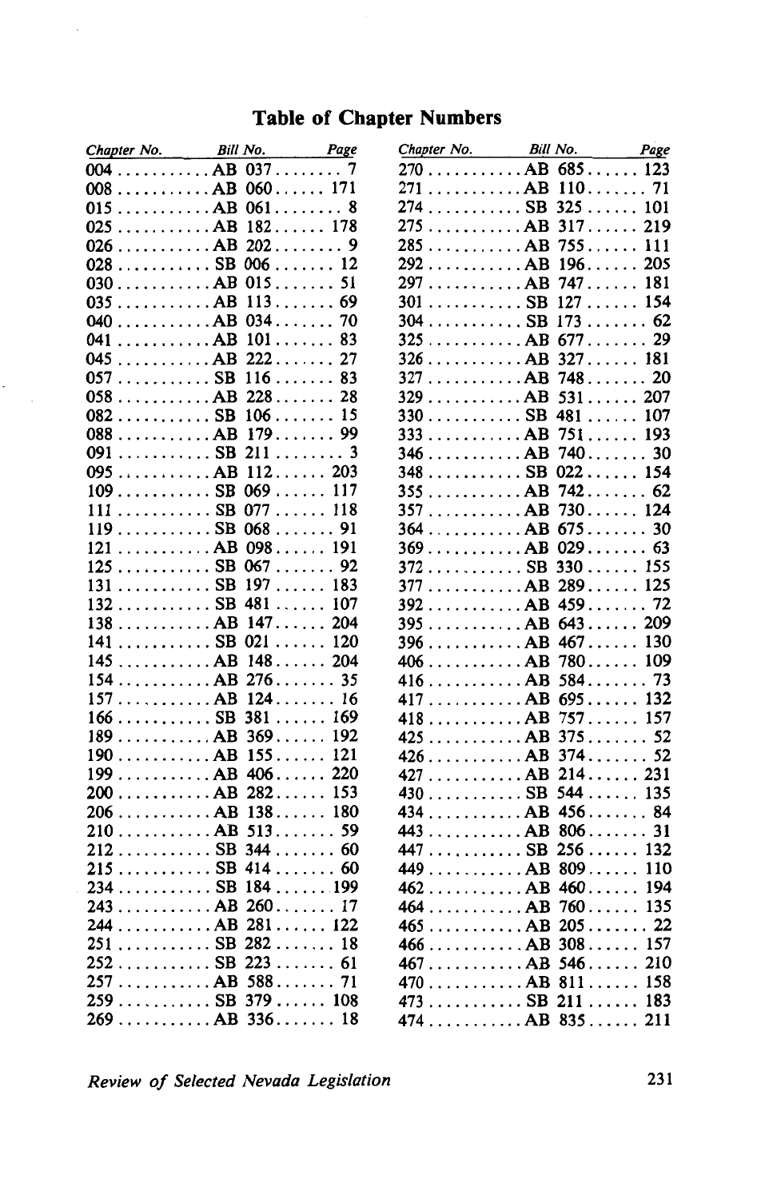# Table of Chapter Numbers

| Chapter No. | Bill No. | Page |
|---|---|---|
| 004 | AB 037 | 7 |
| 008 | AB 060 | 171 |
| 015 | AB 061 | 8 |
| 025 | AB 182 | 178 |
| 026 | AB 202 | 9 |
| 028 | SB 006 | 12 |
| 030 | AB 015 | 51 |
| 035 | AB 113 | 69 |
| 040 | AB 034 | 70 |
| 041 | AB 101 | 83 |
| 045 | AB 222 | 27 |
| 057 | SB 116 | 83 |
| 058 | AB 228 | 28 |
| 082 | SB 106 | 15 |
| 088 | AB 179 | 99 |
| 091 | SB 211 | 3 |
| 095 | AB 112 | 203 |
| 109 | SB 069 | 117 |
| 111 | SB 077 | 118 |
| 119 | SB 068 | 91 |
| 121 | AB 098 | 191 |
| 125 | SB 067 | 92 |
| 131 | SB 197 | 183 |
| 132 | SB 481 | 107 |
| 138 | AB 147 | 204 |
| 141 | SB 021 | 120 |
| 145 | AB 148 | 204 |
| 154 | AB 276 | 35 |
| 157 | AB 124 | 16 |
| 166 | SB 381 | 169 |
| 189 | AB 369 | 192 |
| 190 | AB 155 | 121 |
| 199 | AB 406 | 220 |
| 200 | AB 282 | 153 |
| 206 | AB 138 | 180 |
| 210 | AB 513 | 59 |
| 212 | SB 344 | 60 |
| 215 | SB 414 | 60 |
| 234 | SB 184 | 199 |
| 243 | AB 260 | 17 |
| 244 | AB 281 | 122 |
| 251 | SB 282 | 18 |
| 252 | SB 223 | 61 |
| 257 | AB 588 | 71 |
| 259 | SB 379 | 108 |
| 269 | AB 336 | 18 |
| 270 | AB 685 | 123 |
| 271 | AB 110 | 71 |
| 274 | SB 325 | 101 |
| 275 | AB 317 | 219 |
| 285 | AB 755 | 111 |
| 292 | AB 196 | 205 |
| 297 | AB 747 | 181 |
| 301 | SB 127 | 154 |
| 304 | SB 173 | 62 |
| 325 | AB 677 | 29 |
| 326 | AB 327 | 181 |
| 327 | AB 748 | 20 |
| 329 | AB 531 | 207 |
| 330 | SB 481 | 107 |
| 333 | AB 751 | 193 |
| 346 | AB 740 | 30 |
| 348 | SB 022 | 154 |
| 355 | AB 742 | 62 |
| 357 | AB 730 | 124 |
| 364 | AB 675 | 30 |
| 369 | AB 029 | 63 |
| 372 | SB 330 | 155 |
| 377 | AB 289 | 125 |
| 392 | AB 459 | 72 |
| 395 | AB 643 | 209 |
| 396 | AB 467 | 130 |
| 406 | AB 780 | 109 |
| 416 | AB 584 | 73 |
| 417 | AB 695 | 132 |
| 418 | AB 757 | 157 |
| 425 | AB 375 | 52 |
| 426 | AB 374 | 52 |
| 427 | AB 214 | 231 |
| 430 | SB 544 | 135 |
| 434 | AB 456 | 84 |
| 443 | AB 806 | 31 |
| 447 | SB 256 | 132 |
| 449 | AB 809 | 110 |
| 462 | AB 460 | 194 |
| 464 | AB 760 | 135 |
| 465 | AB 205 | 22 |
| 466 | AB 308 | 157 |
| 467 | AB 546 | 210 |
| 470 | AB 811 | 158 |
| 473 | SB 211 | 183 |
| 474 | AB 835 | 211 |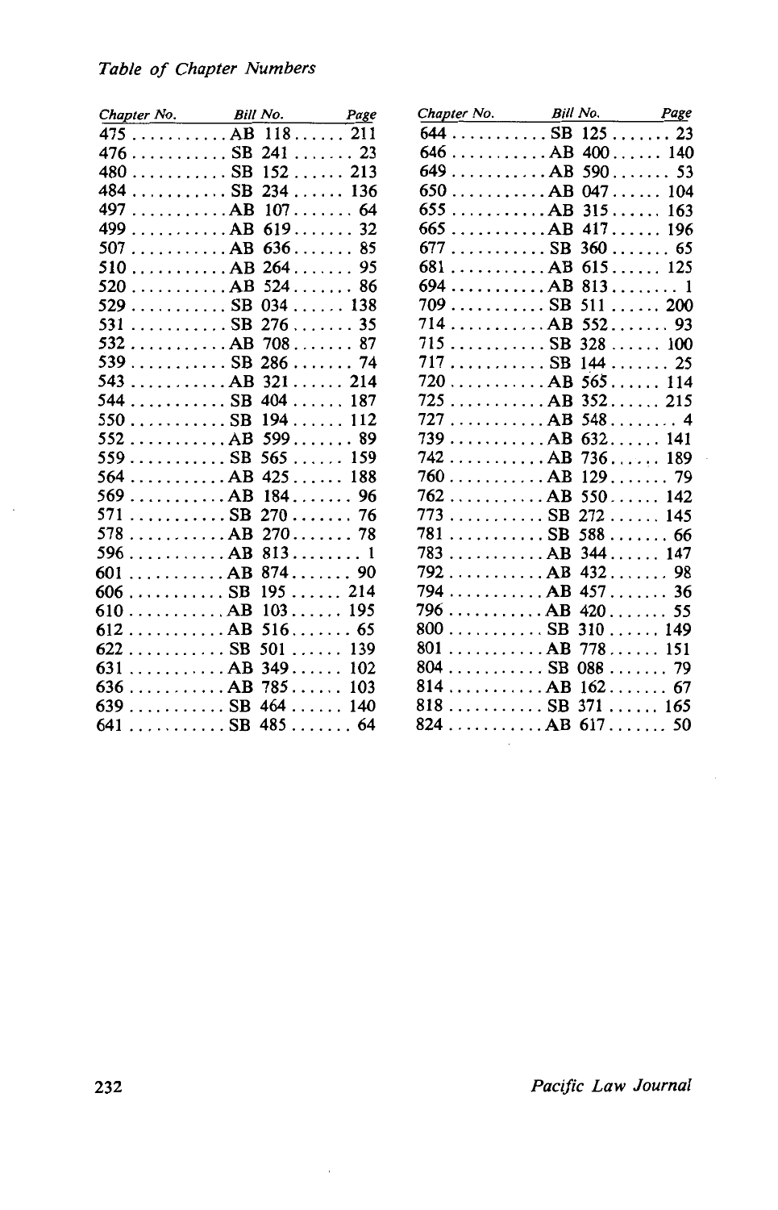*Table of Chapter Numbers*

| Chapter No. | Bill No. | Page |
|---|---|---|
| 475 | AB 118 | 211 |
| 476 | SB 241 | 23 |
| 480 | SB 152 | 213 |
| 484 | SB 234 | 136 |
| 497 | AB 107 | 64 |
| 499 | AB 619 | 32 |
| 507 | AB 636 | 85 |
| 510 | AB 264 | 95 |
| 520 | AB 524 | 86 |
| 529 | SB 034 | 138 |
| 531 | SB 276 | 35 |
| 532 | AB 708 | 87 |
| 539 | SB 286 | 74 |
| 543 | AB 321 | 214 |
| 544 | SB 404 | 187 |
| 550 | SB 194 | 112 |
| 552 | AB 599 | 89 |
| 559 | SB 565 | 159 |
| 564 | AB 425 | 188 |
| 569 | AB 184 | 96 |
| 571 | SB 270 | 76 |
| 578 | AB 270 | 78 |
| 596 | AB 813 | 1 |
| 601 | AB 874 | 90 |
| 606 | SB 195 | 214 |
| 610 | AB 103 | 195 |
| 612 | AB 516 | 65 |
| 622 | SB 501 | 139 |
| 631 | AB 349 | 102 |
| 636 | AB 785 | 103 |
| 639 | SB 464 | 140 |
| 641 | SB 485 | 64 |
| 644 | SB 125 | 23 |
| 646 | AB 400 | 140 |
| 649 | AB 590 | 53 |
| 650 | AB 047 | 104 |
| 655 | AB 315 | 163 |
| 665 | AB 417 | 196 |
| 677 | SB 360 | 65 |
| 681 | AB 615 | 125 |
| 694 | AB 813 | 1 |
| 709 | SB 511 | 200 |
| 714 | AB 552 | 93 |
| 715 | SB 328 | 100 |
| 717 | SB 144 | 25 |
| 720 | AB 565 | 114 |
| 725 | AB 352 | 215 |
| 727 | AB 548 | 4 |
| 739 | AB 632 | 141 |
| 742 | AB 736 | 189 |
| 760 | AB 129 | 79 |
| 762 | AB 550 | 142 |
| 773 | SB 272 | 145 |
| 781 | SB 588 | 66 |
| 783 | AB 344 | 147 |
| 792 | AB 432 | 98 |
| 794 | AB 457 | 36 |
| 796 | AB 420 | 55 |
| 800 | SB 310 | 149 |
| 801 | AB 778 | 151 |
| 804 | SB 088 | 79 |
| 814 | AB 162 | 67 |
| 818 | SB 371 | 165 |
| 824 | AB 617 | 50 |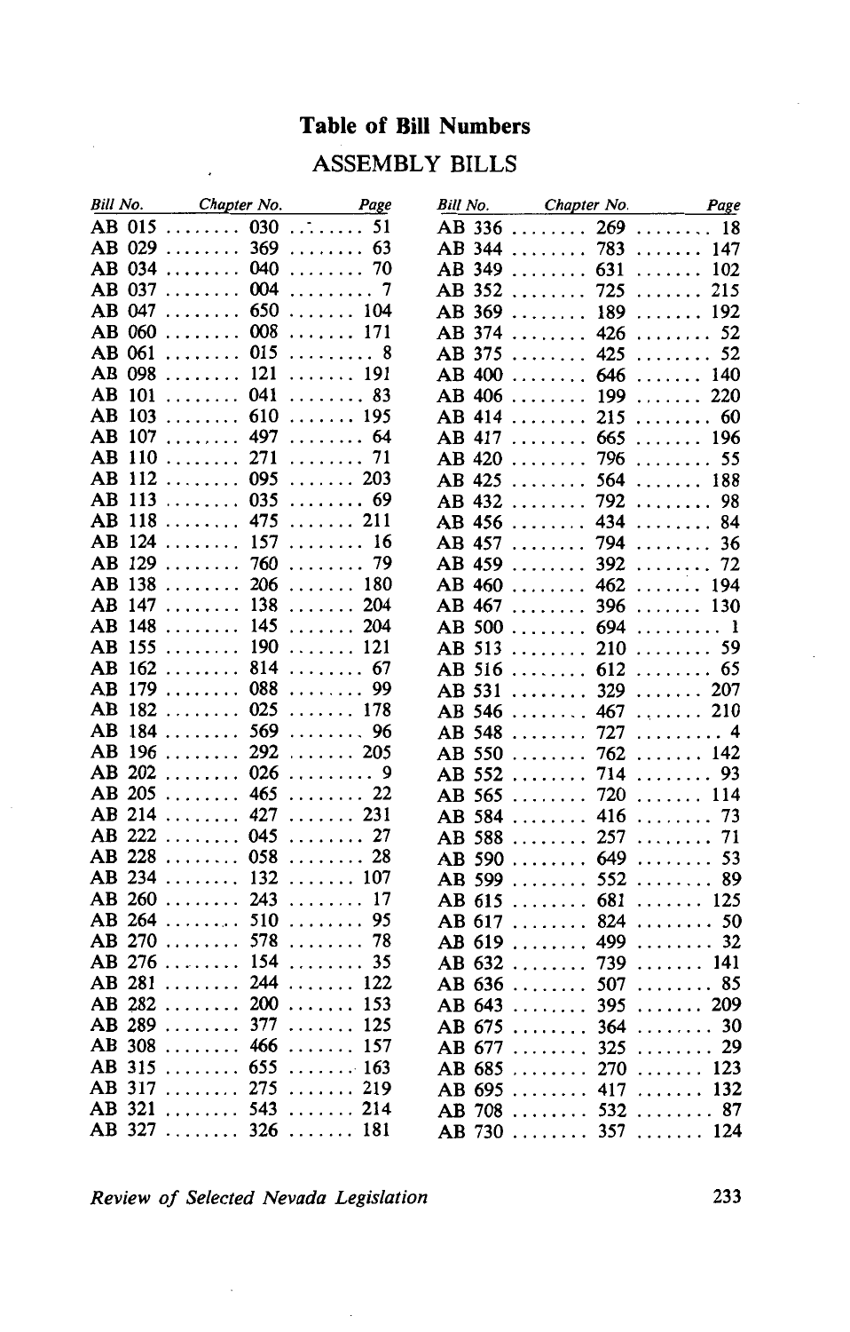## Table of Bill Numbers

### ASSEMBLY BILLS

| Bill No. | Chapter No. | Page |
|---|---|---|
| AB 015 | 030 | 51 |
| AB 029 | 369 | 63 |
| AB 034 | 040 | 70 |
| AB 037 | 004 | 7 |
| AB 047 | 650 | 104 |
| AB 060 | 008 | 171 |
| AB 061 | 015 | 8 |
| AB 098 | 121 | 191 |
| AB 101 | 041 | 83 |
| AB 103 | 610 | 195 |
| AB 107 | 497 | 64 |
| AB 110 | 271 | 71 |
| AB 112 | 095 | 203 |
| AB 113 | 035 | 69 |
| AB 118 | 475 | 211 |
| AB 124 | 157 | 16 |
| AB 129 | 760 | 79 |
| AB 138 | 206 | 180 |
| AB 147 | 138 | 204 |
| AB 148 | 145 | 204 |
| AB 155 | 190 | 121 |
| AB 162 | 814 | 67 |
| AB 179 | 088 | 99 |
| AB 182 | 025 | 178 |
| AB 184 | 569 | 96 |
| AB 196 | 292 | 205 |
| AB 202 | 026 | 9 |
| AB 205 | 465 | 22 |
| AB 214 | 427 | 231 |
| AB 222 | 045 | 27 |
| AB 228 | 058 | 28 |
| AB 234 | 132 | 107 |
| AB 260 | 243 | 17 |
| AB 264 | 510 | 95 |
| AB 270 | 578 | 78 |
| AB 276 | 154 | 35 |
| AB 281 | 244 | 122 |
| AB 282 | 200 | 153 |
| AB 289 | 377 | 125 |
| AB 308 | 466 | 157 |
| AB 315 | 655 | 163 |
| AB 317 | 275 | 219 |
| AB 321 | 543 | 214 |
| AB 327 | 326 | 181 |
| AB 336 | 269 | 18 |
| AB 344 | 783 | 147 |
| AB 349 | 631 | 102 |
| AB 352 | 725 | 215 |
| AB 369 | 189 | 192 |
| AB 374 | 426 | 52 |
| AB 375 | 425 | 52 |
| AB 400 | 646 | 140 |
| AB 406 | 199 | 220 |
| AB 414 | 215 | 60 |
| AB 417 | 665 | 196 |
| AB 420 | 796 | 55 |
| AB 425 | 564 | 188 |
| AB 432 | 792 | 98 |
| AB 456 | 434 | 84 |
| AB 457 | 794 | 36 |
| AB 459 | 392 | 72 |
| AB 460 | 462 | 194 |
| AB 467 | 396 | 130 |
| AB 500 | 694 | 1 |
| AB 513 | 210 | 59 |
| AB 516 | 612 | 65 |
| AB 531 | 329 | 207 |
| AB 546 | 467 | 210 |
| AB 548 | 727 | 4 |
| AB 550 | 762 | 142 |
| AB 552 | 714 | 93 |
| AB 565 | 720 | 114 |
| AB 584 | 416 | 73 |
| AB 588 | 257 | 71 |
| AB 590 | 649 | 53 |
| AB 599 | 552 | 89 |
| AB 615 | 681 | 125 |
| AB 617 | 824 | 50 |
| AB 619 | 499 | 32 |
| AB 632 | 739 | 141 |
| AB 636 | 507 | 85 |
| AB 643 | 395 | 209 |
| AB 675 | 364 | 30 |
| AB 677 | 325 | 29 |
| AB 685 | 270 | 123 |
| AB 695 | 417 | 132 |
| AB 708 | 532 | 87 |
| AB 730 | 357 | 124 |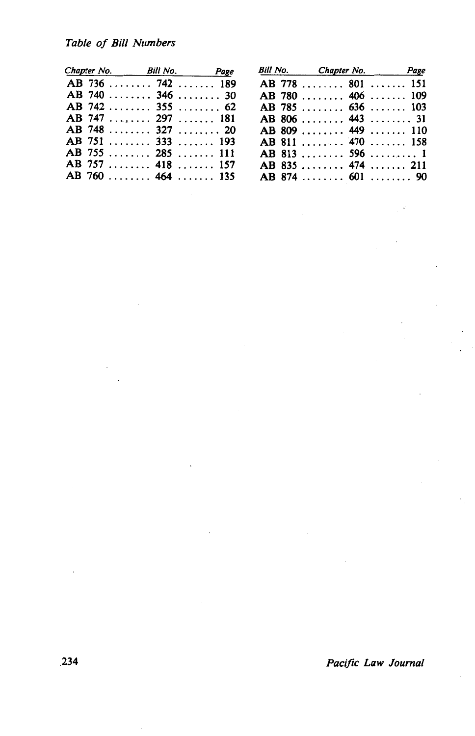*Table of Bill Numbers*

| Chapter No. | Bill No. | Page |
|---|---|---|
| AB 736 | 742 | 189 |
| AB 740 | 346 | 30 |
| AB 742 | 355 | 62 |
| AB 747 | 297 | 181 |
| AB 748 | 327 | 20 |
| AB 751 | 333 | 193 |
| AB 755 | 285 | 111 |
| AB 757 | 418 | 157 |
| AB 760 | 464 | 135 |

| Bill No. | Chapter No. | Page |
|---|---|---|
| AB 778 | 801 | 151 |
| AB 780 | 406 | 109 |
| AB 785 | 636 | 103 |
| AB 806 | 443 | 31 |
| AB 809 | 449 | 110 |
| AB 811 | 470 | 158 |
| AB 813 | 596 | 1 |
| AB 835 | 474 | 211 |
| AB 874 | 601 | 90 |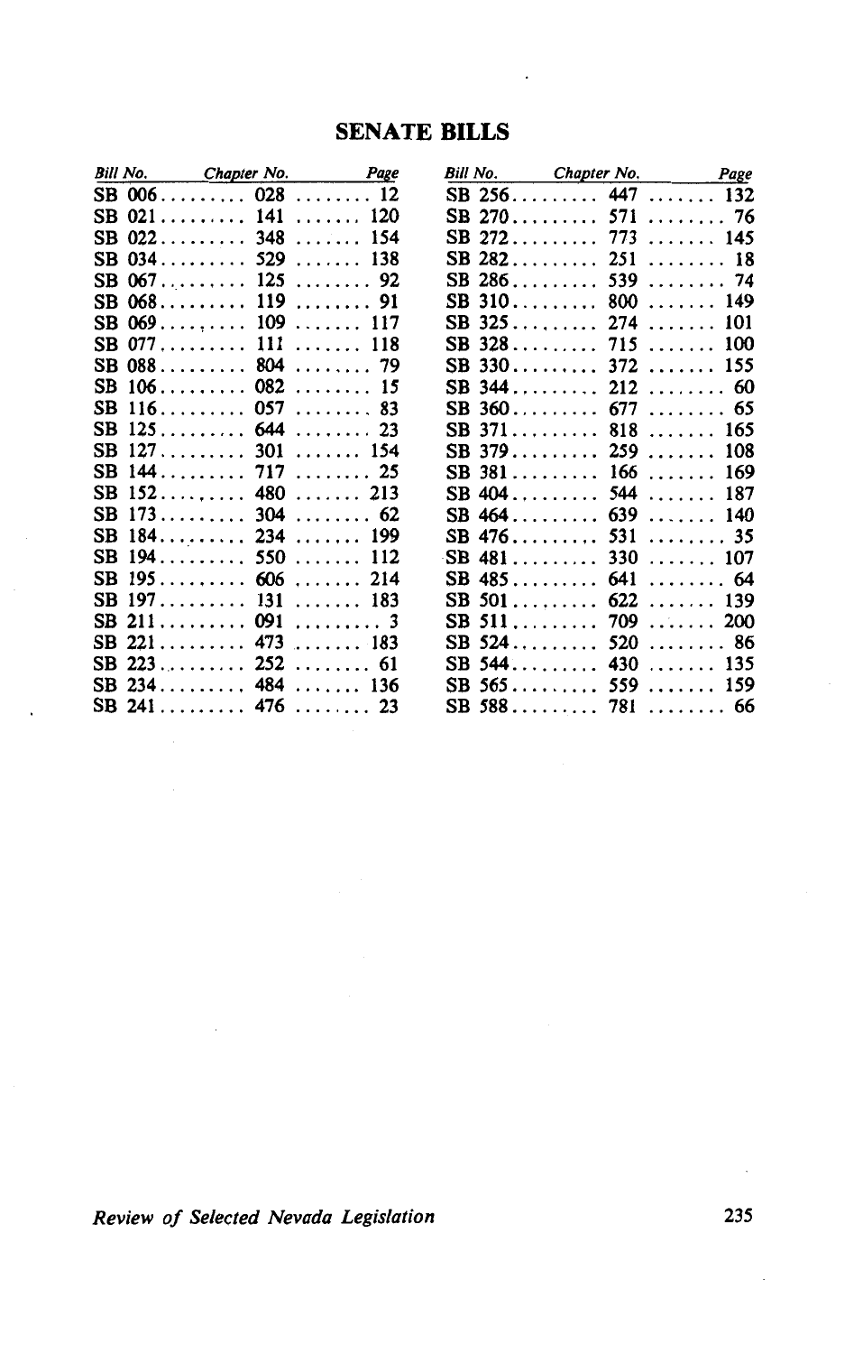## SENATE BILLS

| Bill No. | Chapter No. | Page |
|---|---|---|
| SB 006 | 028 | 12 |
| SB 021 | 141 | 120 |
| SB 022 | 348 | 154 |
| SB 034 | 529 | 138 |
| SB 067 | 125 | 92 |
| SB 068 | 119 | 91 |
| SB 069 | 109 | 117 |
| SB 077 | 111 | 118 |
| SB 088 | 804 | 79 |
| SB 106 | 082 | 15 |
| SB 116 | 057 | 83 |
| SB 125 | 644 | 23 |
| SB 127 | 301 | 154 |
| SB 144 | 717 | 25 |
| SB 152 | 480 | 213 |
| SB 173 | 304 | 62 |
| SB 184 | 234 | 199 |
| SB 194 | 550 | 112 |
| SB 195 | 606 | 214 |
| SB 197 | 131 | 183 |
| SB 211 | 091 | 3 |
| SB 221 | 473 | 183 |
| SB 223 | 252 | 61 |
| SB 234 | 484 | 136 |
| SB 241 | 476 | 23 |
| SB 256 | 447 | 132 |
| SB 270 | 571 | 76 |
| SB 272 | 773 | 145 |
| SB 282 | 251 | 18 |
| SB 286 | 539 | 74 |
| SB 310 | 800 | 149 |
| SB 325 | 274 | 101 |
| SB 328 | 715 | 100 |
| SB 330 | 372 | 155 |
| SB 344 | 212 | 60 |
| SB 360 | 677 | 65 |
| SB 371 | 818 | 165 |
| SB 379 | 259 | 108 |
| SB 381 | 166 | 169 |
| SB 404 | 544 | 187 |
| SB 464 | 639 | 140 |
| SB 476 | 531 | 35 |
| SB 481 | 330 | 107 |
| SB 485 | 641 | 64 |
| SB 501 | 622 | 139 |
| SB 511 | 709 | 200 |
| SB 524 | 520 | 86 |
| SB 544 | 430 | 135 |
| SB 565 | 559 | 159 |
| SB 588 | 781 | 66 |